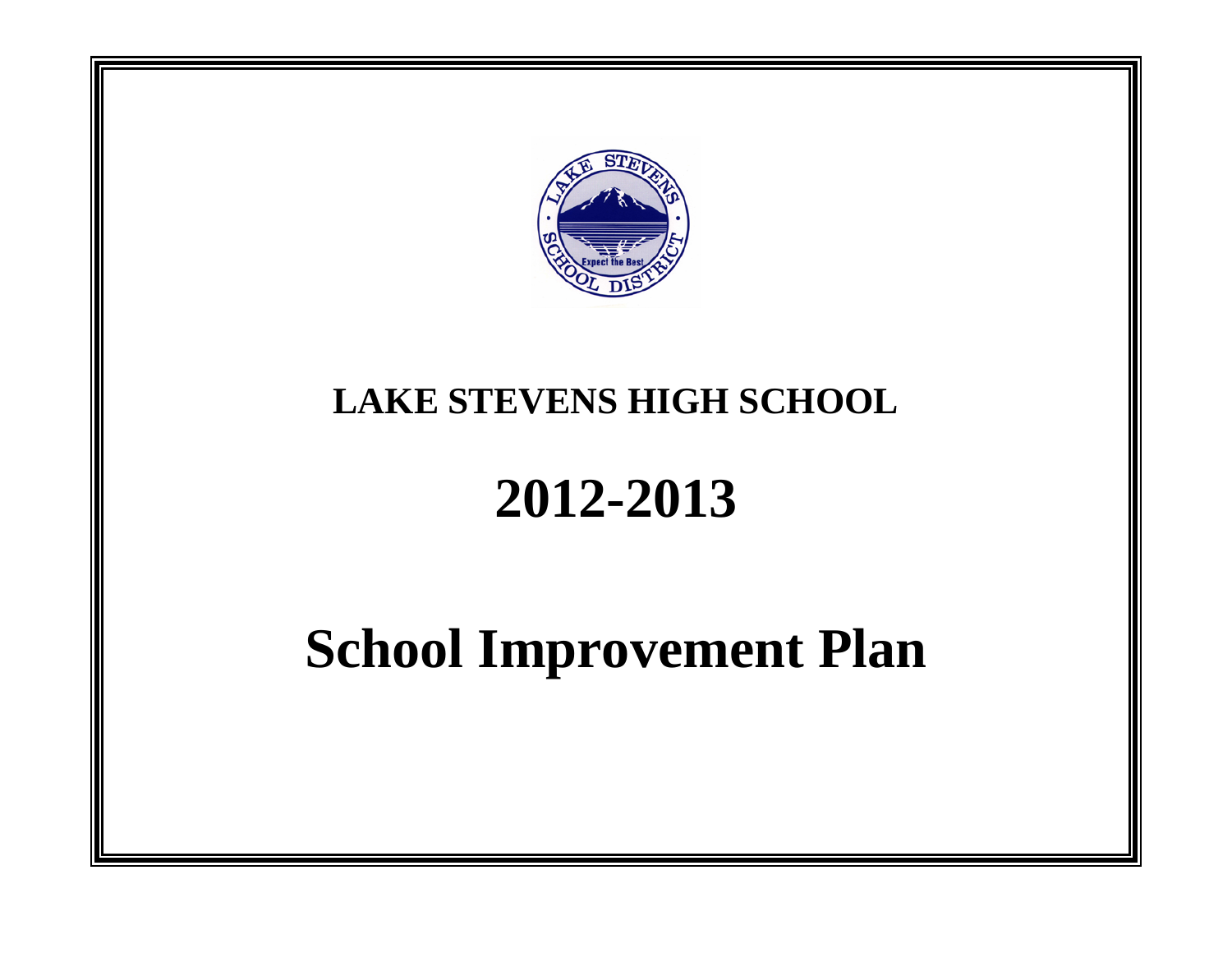# LAKE STEVENS HIGH SCHOOL

# 2012-2013

# School Improvement Plan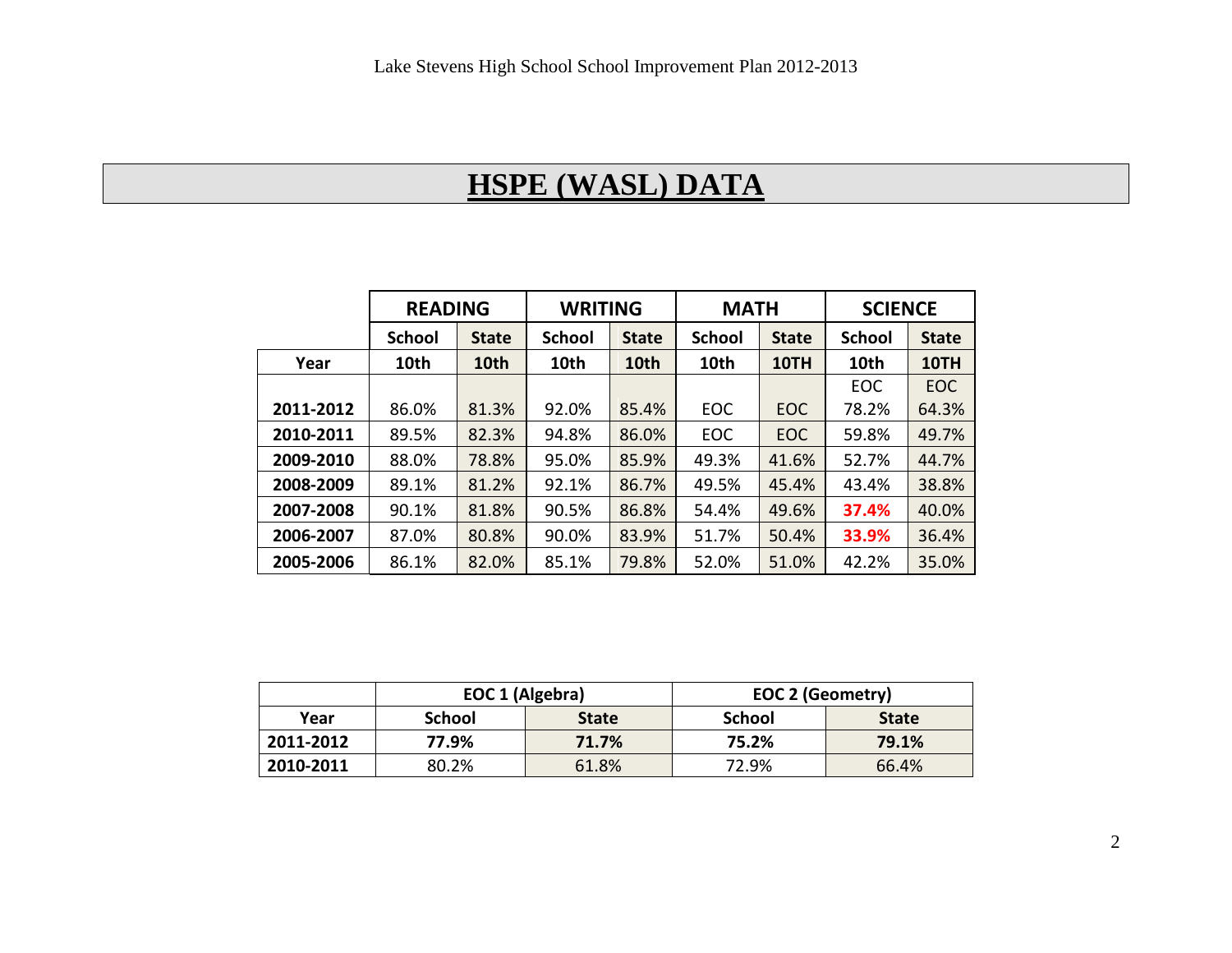## HSPE (WASL) DATA

| | READING | | WRITING | | MATH | | SCIENCE | |
|---|---|---|---|---|---|---|---|---|
| | School | State | School | State | School | State | School | State |
| Year | 10th | 10th | 10th | 10th | 10th | 10TH | 10th | 10TH |
| 2011-2012 | 86.0% | 81.3% | 92.0% | 85.4% | EOC | EOC | EOC 78.2% | EOC 64.3% |
| 2010-2011 | 89.5% | 82.3% | 94.8% | 86.0% | EOC | EOC | 59.8% | 49.7% |
| 2009-2010 | 88.0% | 78.8% | 95.0% | 85.9% | 49.3% | 41.6% | 52.7% | 44.7% |
| 2008-2009 | 89.1% | 81.2% | 92.1% | 86.7% | 49.5% | 45.4% | 43.4% | 38.8% |
| 2007-2008 | 90.1% | 81.8% | 90.5% | 86.8% | 54.4% | 49.6% | **37.4%** | 40.0% |
| 2006-2007 | 87.0% | 80.8% | 90.0% | 83.9% | 51.7% | 50.4% | **33.9%** | 36.4% |
| 2005-2006 | 86.1% | 82.0% | 85.1% | 79.8% | 52.0% | 51.0% | 42.2% | 35.0% |

| | EOC 1 (Algebra) | | EOC 2 (Geometry) | |
|---|---|---|---|---|
| Year | School | State | School | State |
| 2011-2012 | **77.9%** | **71.7%** | **75.2%** | **79.1%** |
| 2010-2011 | 80.2% | 61.8% | 72.9% | 66.4% |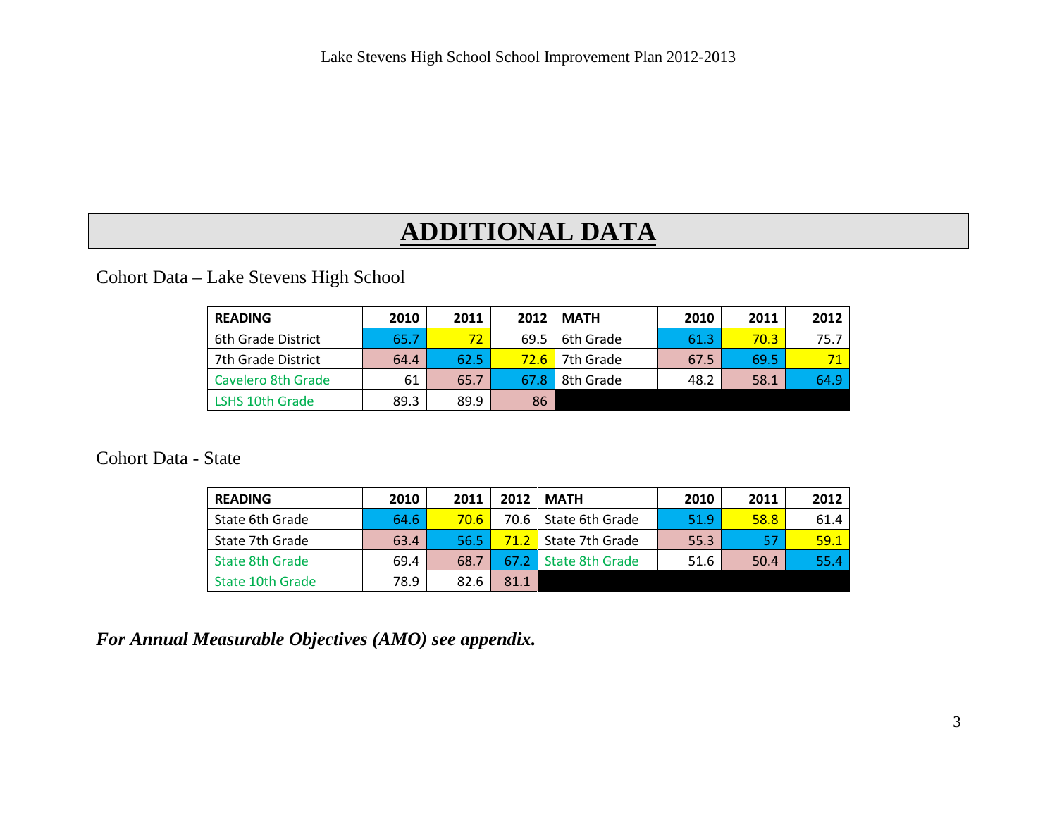# ADDITIONAL DATA

Cohort Data – Lake Stevens High School

| READING | 2010 | 2011 | 2012 | MATH | 2010 | 2011 | 2012 |
|---|---|---|---|---|---|---|---|
| 6th Grade District | 65.7 | 72 | 69.5 | 6th Grade | 61.3 | 70.3 | 75.7 |
| 7th Grade District | 64.4 | 62.5 | 72.6 | 7th Grade | 67.5 | 69.5 | 71 |
| Cavelero 8th Grade | 61 | 65.7 | 67.8 | 8th Grade | 48.2 | 58.1 | 64.9 |
| LSHS 10th Grade | 89.3 | 89.9 | 86 | | | | |

Cohort Data - State

| READING | 2010 | 2011 | 2012 | MATH | 2010 | 2011 | 2012 |
|---|---|---|---|---|---|---|---|
| State 6th Grade | 64.6 | 70.6 | 70.6 | State 6th Grade | 51.9 | 58.8 | 61.4 |
| State 7th Grade | 63.4 | 56.5 | 71.2 | State 7th Grade | 55.3 | 57 | 59.1 |
| State 8th Grade | 69.4 | 68.7 | 67.2 | State 8th Grade | 51.6 | 50.4 | 55.4 |
| State 10th Grade | 78.9 | 82.6 | 81.1 | | | | |

***For Annual Measurable Objectives (AMO) see appendix.***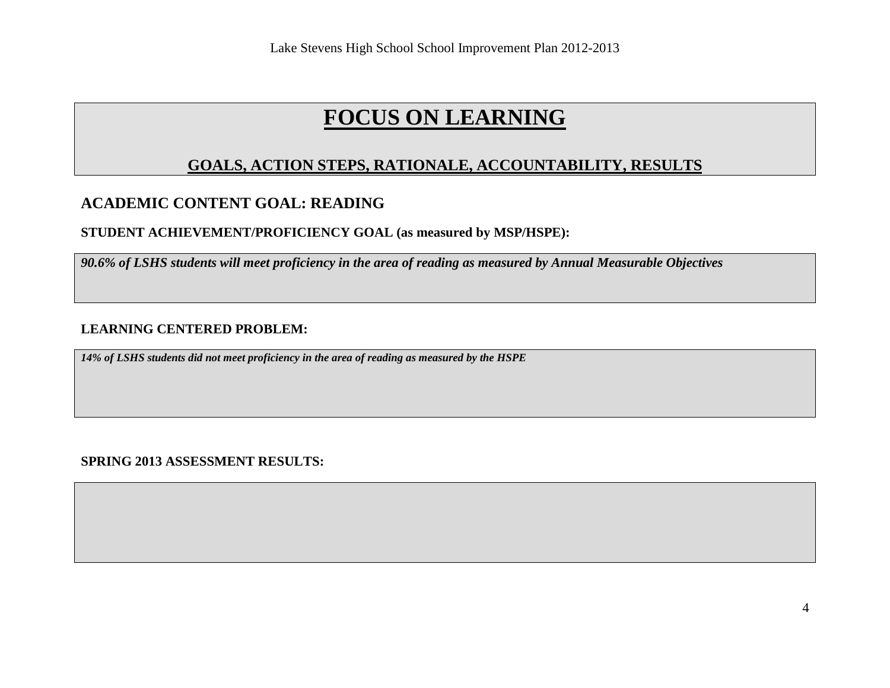# FOCUS ON LEARNING

## GOALS, ACTION STEPS, RATIONALE, ACCOUNTABILITY, RESULTS

## ACADEMIC CONTENT GOAL: READING

**STUDENT ACHIEVEMENT/PROFICIENCY GOAL (as measured by MSP/HSPE):**

***90.6% of LSHS students will meet proficiency in the area of reading as measured by Annual Measurable Objectives***

**LEARNING CENTERED PROBLEM:**

***14% of LSHS students did not meet proficiency in the area of reading as measured by the HSPE***

**SPRING 2013 ASSESSMENT RESULTS:**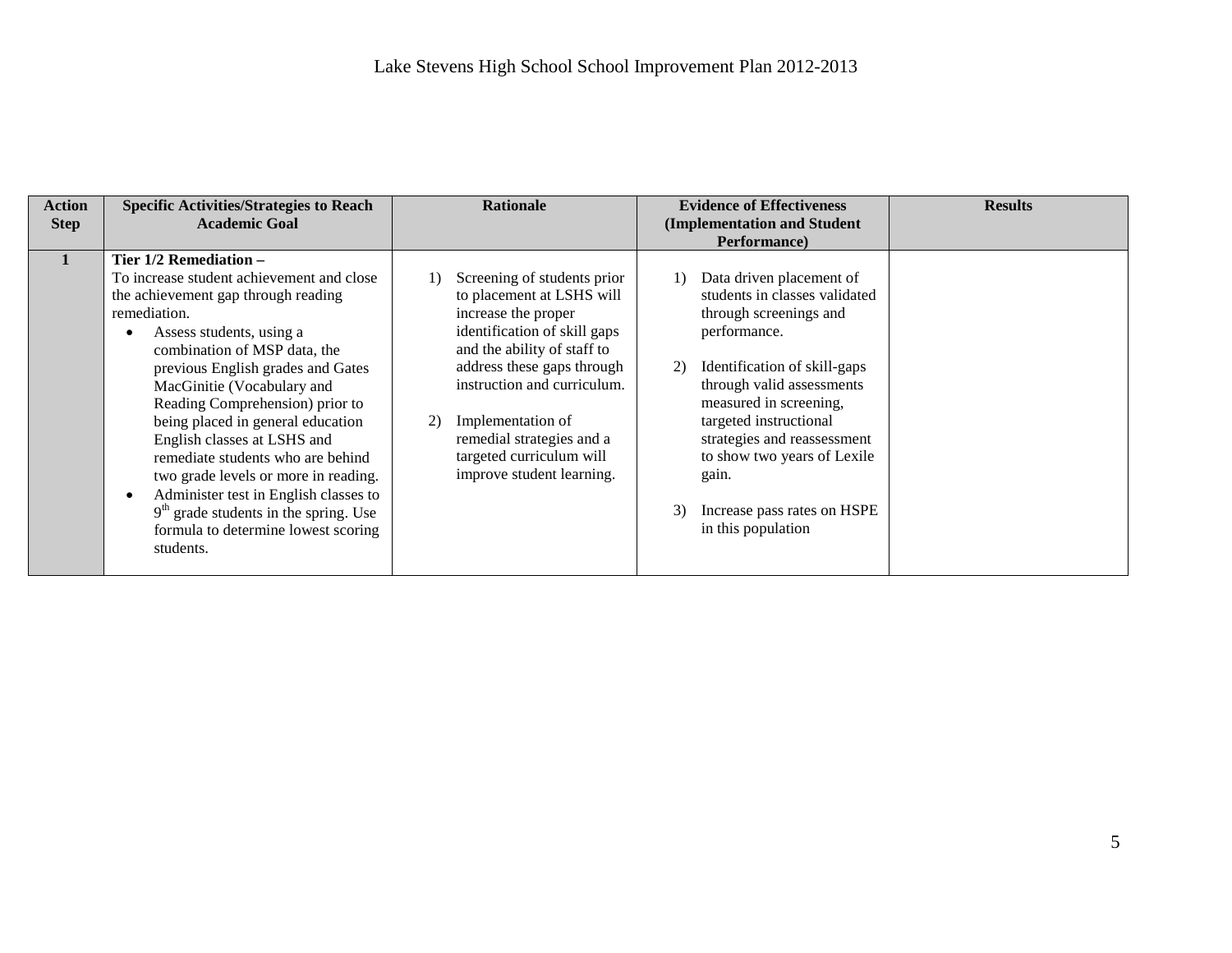# Lake Stevens High School School Improvement Plan 2012-2013

| Action Step | Specific Activities/Strategies to Reach Academic Goal | Rationale | Evidence of Effectiveness (Implementation and Student Performance) | Results |
|---|---|---|---|---|
| 1 | **Tier 1/2 Remediation –**<br>To increase student achievement and close the achievement gap through reading remediation.<br>• Assess students, using a combination of MSP data, the previous English grades and Gates MacGinitie (Vocabulary and Reading Comprehension) prior to being placed in general education English classes at LSHS and remediate students who are behind two grade levels or more in reading.<br>• Administer test in English classes to 9th grade students in the spring. Use formula to determine lowest scoring students. | 1) Screening of students prior to placement at LSHS will increase the proper identification of skill gaps and the ability of staff to address these gaps through instruction and curriculum.<br><br>2) Implementation of remedial strategies and a targeted curriculum will improve student learning. | 1) Data driven placement of students in classes validated through screenings and performance.<br><br>2) Identification of skill-gaps through valid assessments measured in screening, targeted instructional strategies and reassessment to show two years of Lexile gain.<br><br>3) Increase pass rates on HSPE in this population | |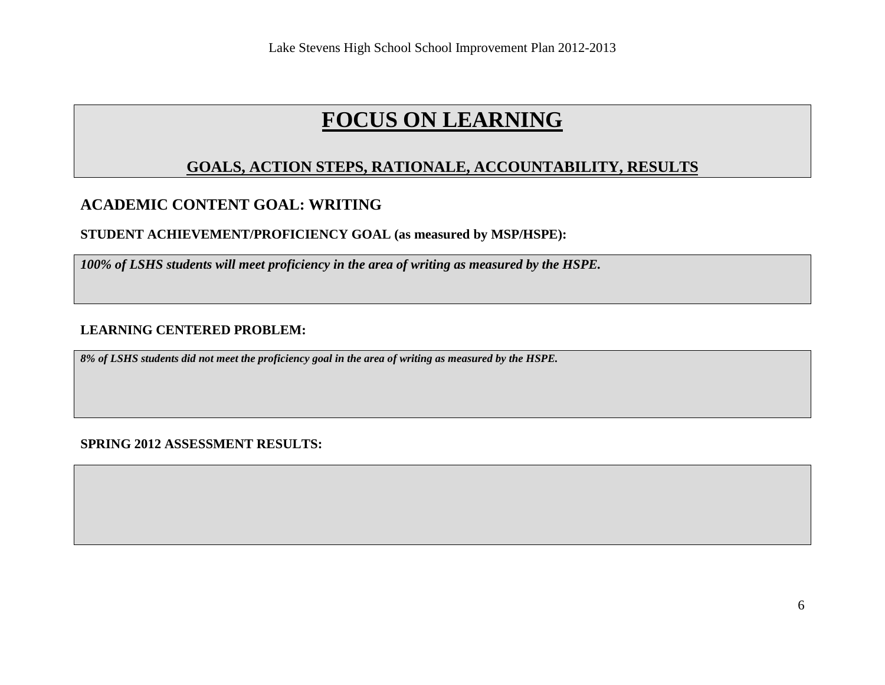# FOCUS ON LEARNING

## GOALS, ACTION STEPS, RATIONALE, ACCOUNTABILITY, RESULTS

### ACADEMIC CONTENT GOAL: WRITING

**STUDENT ACHIEVEMENT/PROFICIENCY GOAL (as measured by MSP/HSPE):**

***100% of LSHS students will meet proficiency in the area of writing as measured by the HSPE.***

**LEARNING CENTERED PROBLEM:**

***8% of LSHS students did not meet the proficiency goal in the area of writing as measured by the HSPE.***

**SPRING 2012 ASSESSMENT RESULTS:**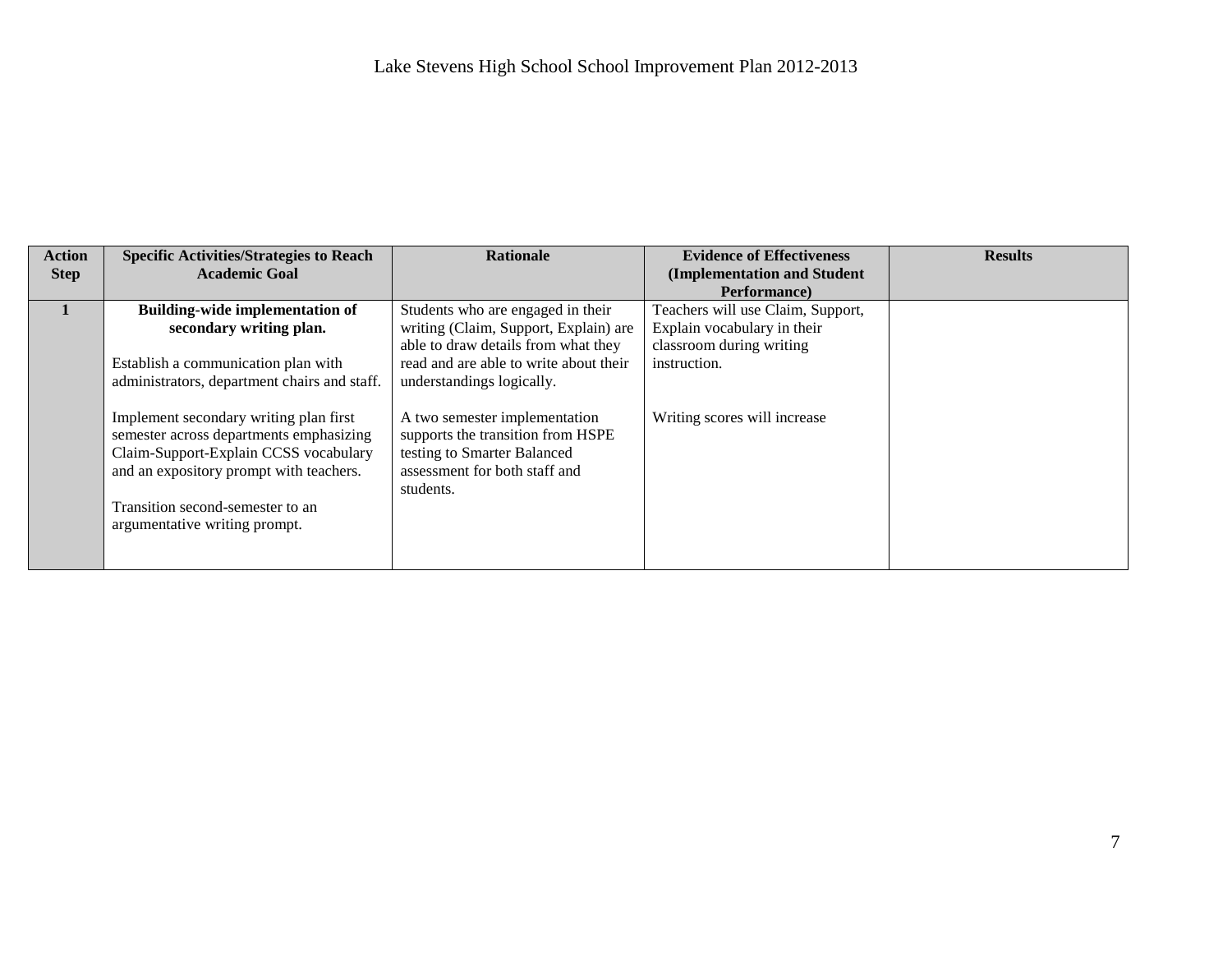# Lake Stevens High School School Improvement Plan 2012-2013

| Action Step | Specific Activities/Strategies to Reach Academic Goal | Rationale | Evidence of Effectiveness (Implementation and Student Performance) | Results |
|---|---|---|---|---|
| 1 | **Building-wide implementation of secondary writing plan.**<br><br>Establish a communication plan with administrators, department chairs and staff.<br><br>Implement secondary writing plan first semester across departments emphasizing Claim-Support-Explain CCSS vocabulary and an expository prompt with teachers.<br><br>Transition second-semester to an argumentative writing prompt. | Students who are engaged in their writing (Claim, Support, Explain) are able to draw details from what they read and are able to write about their understandings logically.<br><br>A two semester implementation supports the transition from HSPE testing to Smarter Balanced assessment for both staff and students. | Teachers will use Claim, Support, Explain vocabulary in their classroom during writing instruction.<br><br>Writing scores will increase | |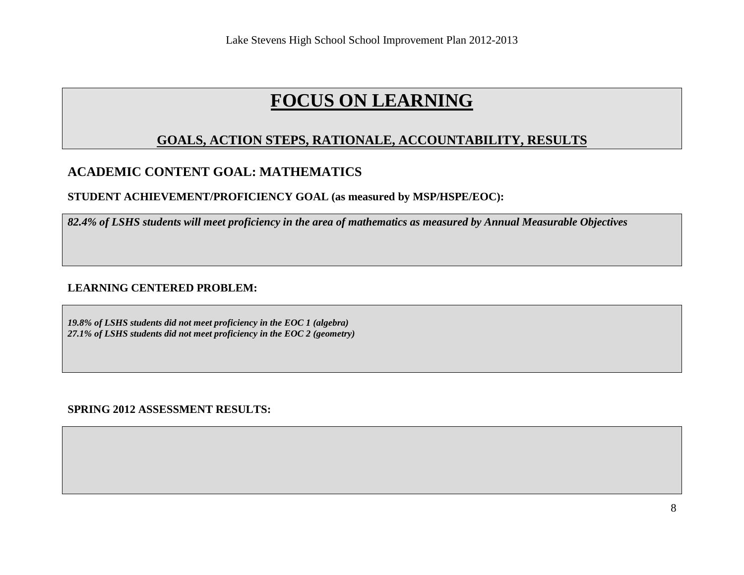# FOCUS ON LEARNING

## GOALS, ACTION STEPS, RATIONALE, ACCOUNTABILITY, RESULTS

### ACADEMIC CONTENT GOAL: MATHEMATICS

**STUDENT ACHIEVEMENT/PROFICIENCY GOAL (as measured by MSP/HSPE/EOC):**

***82.4% of LSHS students will meet proficiency in the area of mathematics as measured by Annual Measurable Objectives***

**LEARNING CENTERED PROBLEM:**

***19.8% of LSHS students did not meet proficiency in the EOC 1 (algebra)***
***27.1% of LSHS students did not meet proficiency in the EOC 2 (geometry)***

**SPRING 2012 ASSESSMENT RESULTS:**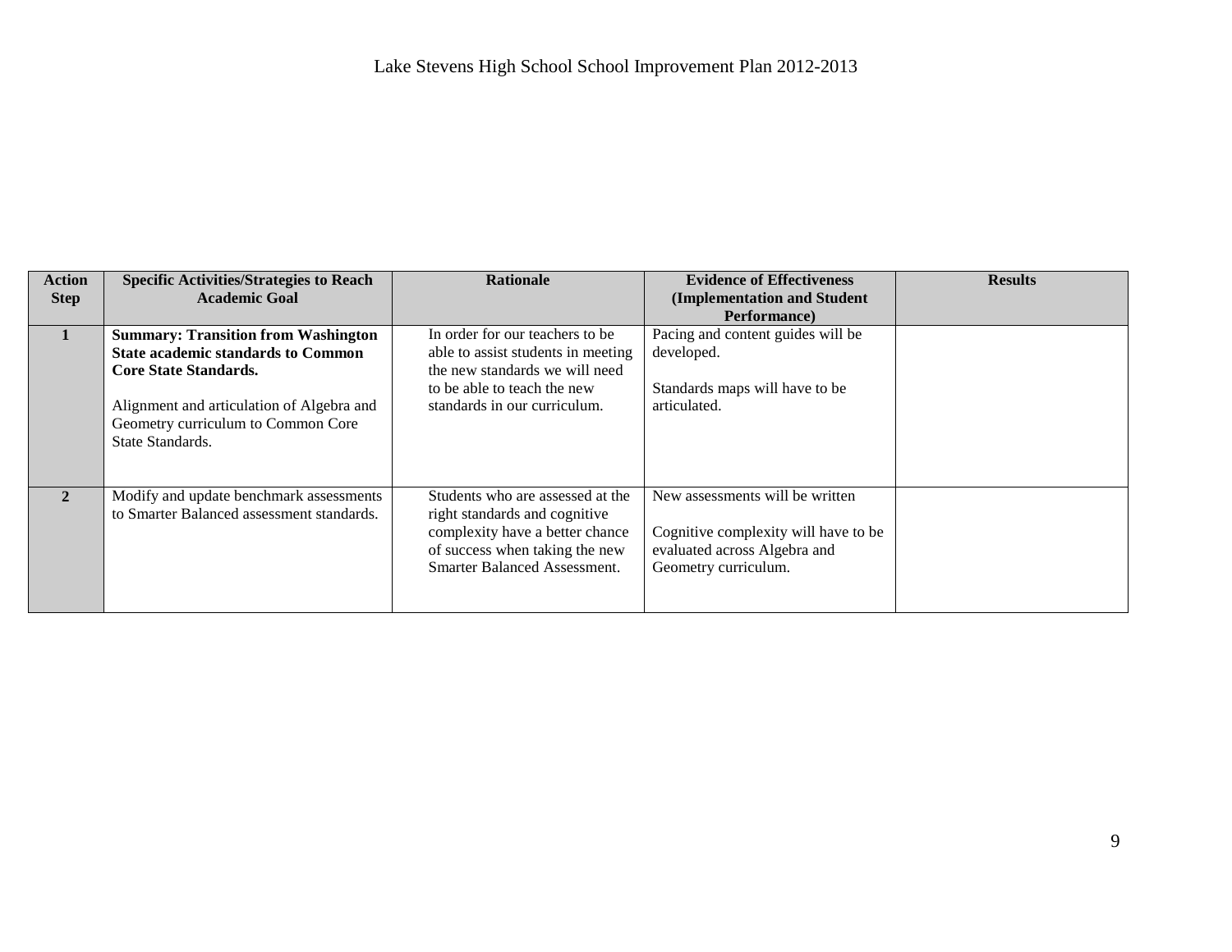Lake Stevens High School School Improvement Plan 2012-2013

| Action Step | Specific Activities/Strategies to Reach Academic Goal | Rationale | Evidence of Effectiveness (Implementation and Student Performance) | Results |
|---|---|---|---|---|
| 1 | **Summary: Transition from Washington State academic standards to Common Core State Standards.**<br><br>Alignment and articulation of Algebra and Geometry curriculum to Common Core State Standards. | In order for our teachers to be able to assist students in meeting the new standards we will need to be able to teach the new standards in our curriculum. | Pacing and content guides will be developed.<br><br>Standards maps will have to be articulated. | |
| 2 | Modify and update benchmark assessments to Smarter Balanced assessment standards. | Students who are assessed at the right standards and cognitive complexity have a better chance of success when taking the new Smarter Balanced Assessment. | New assessments will be written<br><br>Cognitive complexity will have to be evaluated across Algebra and Geometry curriculum. | |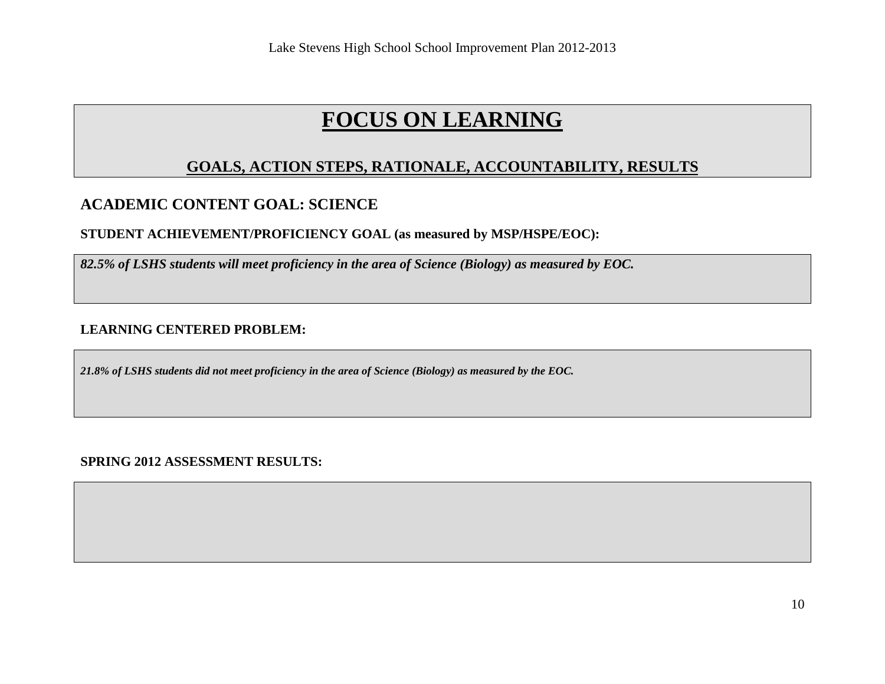# FOCUS ON LEARNING

## GOALS, ACTION STEPS, RATIONALE, ACCOUNTABILITY, RESULTS

### ACADEMIC CONTENT GOAL: SCIENCE

**STUDENT ACHIEVEMENT/PROFICIENCY GOAL (as measured by MSP/HSPE/EOC):**

***82.5% of LSHS students will meet proficiency in the area of Science (Biology) as measured by EOC.***

**LEARNING CENTERED PROBLEM:**

***21.8% of LSHS students did not meet proficiency in the area of Science (Biology) as measured by the EOC.***

**SPRING 2012 ASSESSMENT RESULTS:**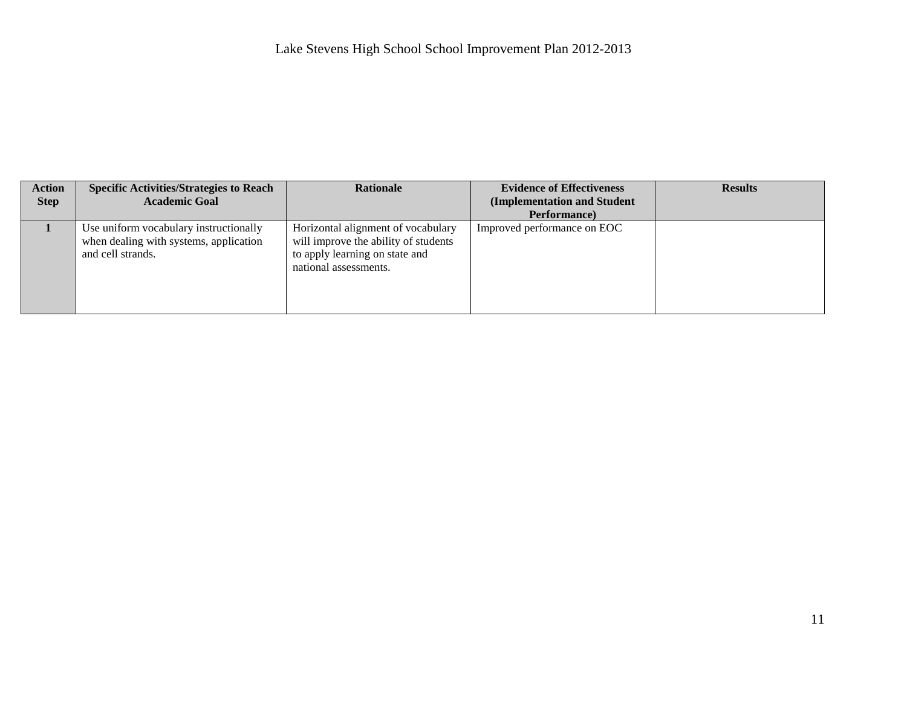| Action Step | Specific Activities/Strategies to Reach Academic Goal | Rationale | Evidence of Effectiveness (Implementation and Student Performance) | Results |
|---|---|---|---|---|
| 1 | Use uniform vocabulary instructionally when dealing with systems, application and cell strands. | Horizontal alignment of vocabulary will improve the ability of students to apply learning on state and national assessments. | Improved performance on EOC | |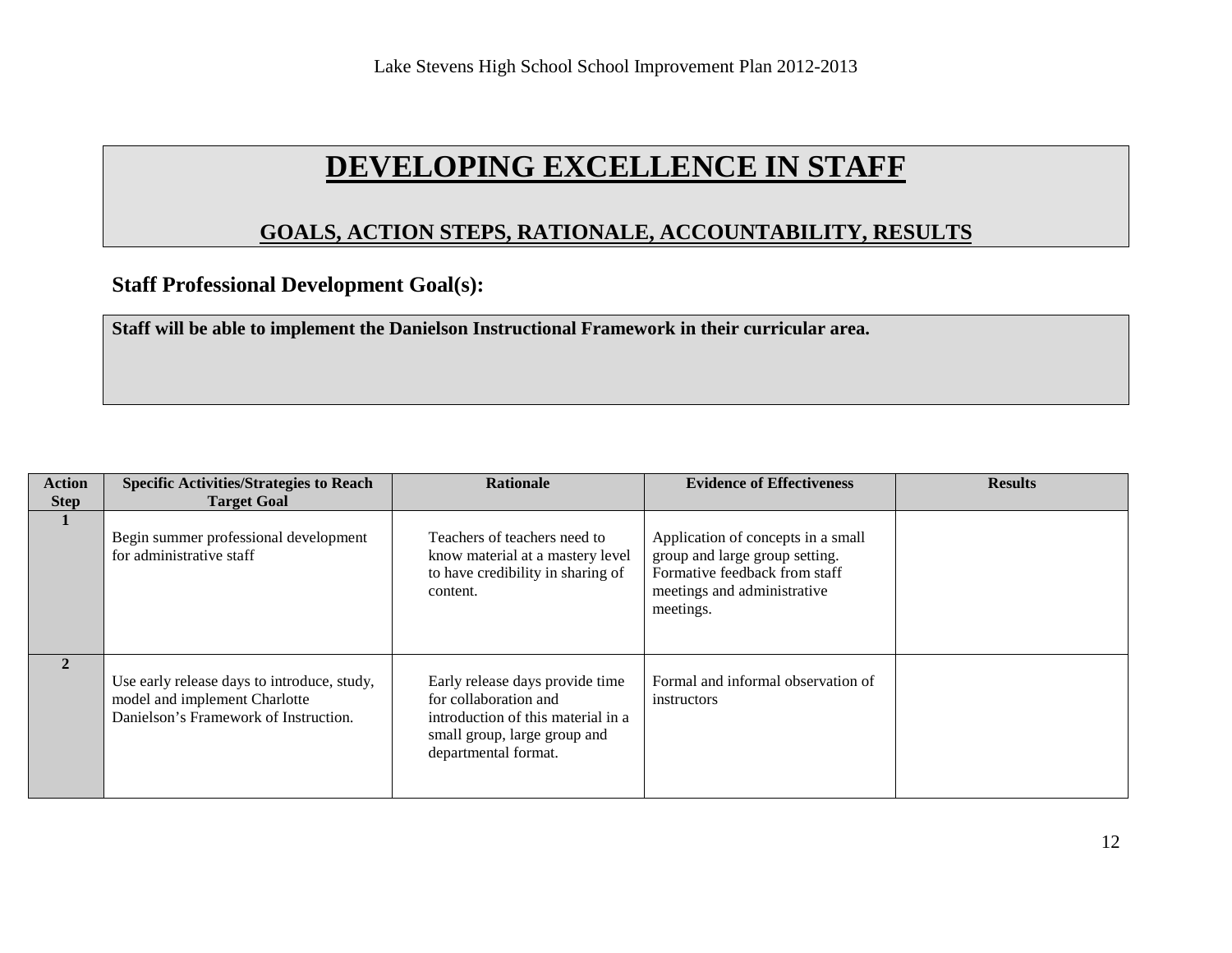# DEVELOPING EXCELLENCE IN STAFF

## GOALS, ACTION STEPS, RATIONALE, ACCOUNTABILITY, RESULTS

### Staff Professional Development Goal(s):

**Staff will be able to implement the Danielson Instructional Framework in their curricular area.**

| Action Step | Specific Activities/Strategies to Reach Target Goal | Rationale | Evidence of Effectiveness | Results |
|---|---|---|---|---|
| 1 | Begin summer professional development for administrative staff | Teachers of teachers need to know material at a mastery level to have credibility in sharing of content. | Application of concepts in a small group and large group setting. Formative feedback from staff meetings and administrative meetings. | |
| 2 | Use early release days to introduce, study, model and implement Charlotte Danielson's Framework of Instruction. | Early release days provide time for collaboration and introduction of this material in a small group, large group and departmental format. | Formal and informal observation of instructors | |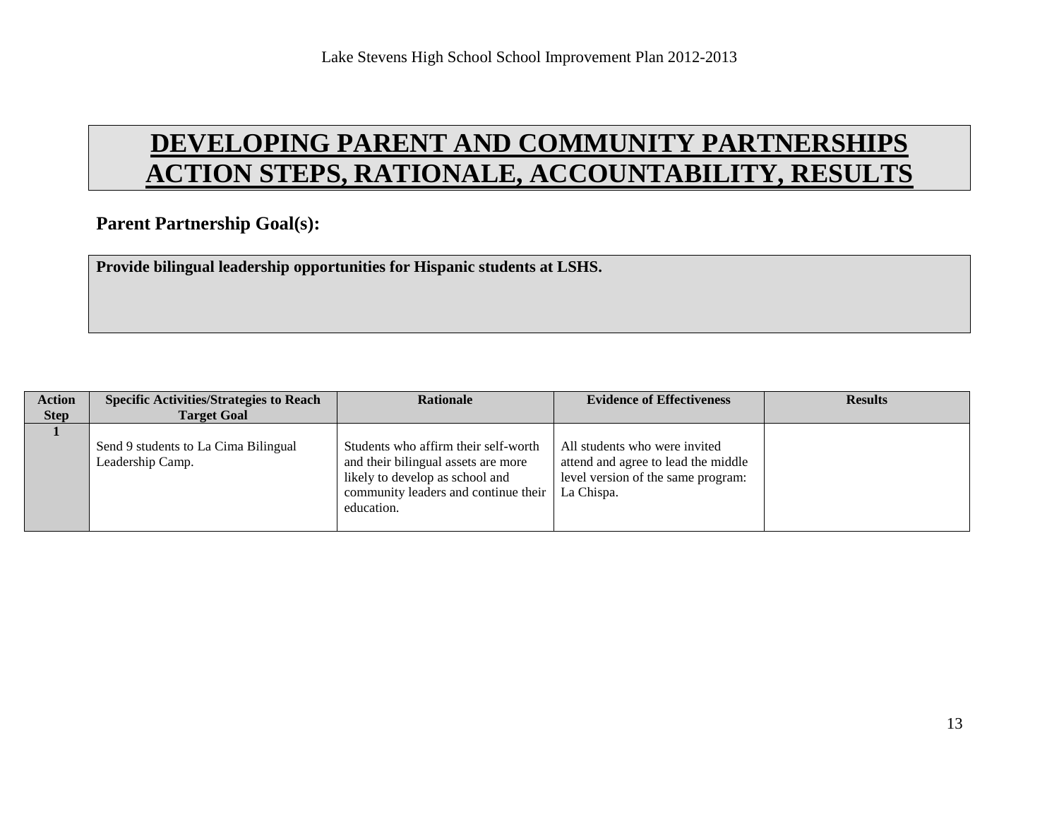# DEVELOPING PARENT AND COMMUNITY PARTNERSHIPS ACTION STEPS, RATIONALE, ACCOUNTABILITY, RESULTS

## Parent Partnership Goal(s):

**Provide bilingual leadership opportunities for Hispanic students at LSHS.**

| Action Step | Specific Activities/Strategies to Reach Target Goal | Rationale | Evidence of Effectiveness | Results |
|---|---|---|---|---|
| 1 | Send 9 students to La Cima Bilingual Leadership Camp. | Students who affirm their self-worth and their bilingual assets are more likely to develop as school and community leaders and continue their education. | All students who were invited attend and agree to lead the middle level version of the same program: La Chispa. | |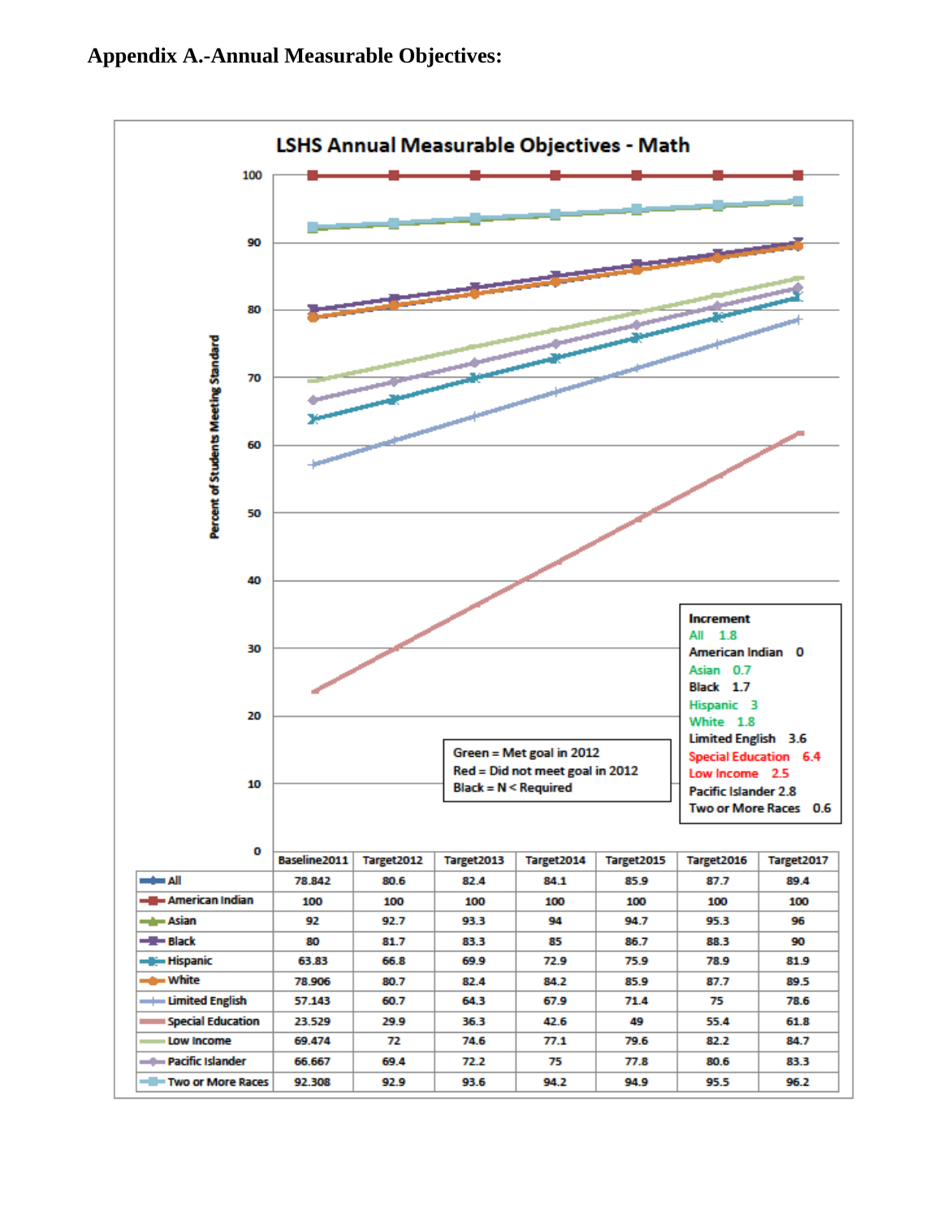**Appendix A.-Annual Measurable Objectives:**

**LSHS Annual Measurable Objectives - Math**

Percent of Students Meeting Standard

| | Baseline2011 | Target2012 | Target2013 | Target2014 | Target2015 | Target2016 | Target2017 |
|---|---|---|---|---|---|---|---|
| All | 78.842 | 80.6 | 82.4 | 84.1 | 85.9 | 87.7 | 89.4 |
| American Indian | 100 | 100 | 100 | 100 | 100 | 100 | 100 |
| Asian | 92 | 92.7 | 93.3 | 94 | 94.7 | 95.3 | 96 |
| Black | 80 | 81.7 | 83.3 | 85 | 86.7 | 88.3 | 90 |
| Hispanic | 63.83 | 66.8 | 69.9 | 72.9 | 75.9 | 78.9 | 81.9 |
| White | 78.906 | 80.7 | 82.4 | 84.2 | 85.9 | 87.7 | 89.5 |
| Limited English | 57.143 | 60.7 | 64.3 | 67.9 | 71.4 | 75 | 78.6 |
| Special Education | 23.529 | 29.9 | 36.3 | 42.6 | 49 | 55.4 | 61.8 |
| Low Income | 69.474 | 72 | 74.6 | 77.1 | 79.6 | 82.2 | 84.7 |
| Pacific Islander | 66.667 | 69.4 | 72.2 | 75 | 77.8 | 80.6 | 83.3 |
| Two or More Races | 92.308 | 92.9 | 93.6 | 94.2 | 94.9 | 95.5 | 96.2 |

Green = Met goal in 2012
Red = Did not meet goal in 2012
Black = N < Required

**Increment**

- All 1.8
- American Indian 0
- Asian 0.7
- Black 1.7
- Hispanic 3
- White 1.8
- Limited English 3.6
- Special Education 6.4
- Low Income 2.5
- Pacific Islander 2.8
- Two or More Races 0.6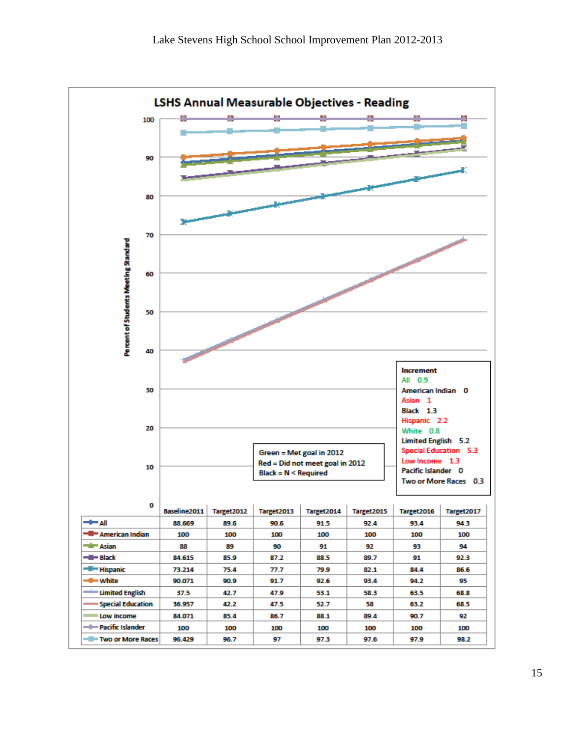## LSHS Annual Measurable Objectives - Reading

Percent of Students Meeting Standard

100
90
80
70
60
50
40
30
20
10
0

Green = Met goal in 2012
Red = Did not meet goal in 2012
Black = N < Required

Increment
All 0.9
American Indian 0
Asian 1
Black 1.3
Hispanic 2.2
White 0.8
Limited English 5.2
Special Education 5.3
Low Income 1.3
Pacific Islander 0
Two or More Races 0.3

| | Baseline2011 | Target2012 | Target2013 | Target2014 | Target2015 | Target2016 | Target2017 |
|---|---|---|---|---|---|---|---|
| All | 88.669 | 89.6 | 90.6 | 91.5 | 92.4 | 93.4 | 94.3 |
| American Indian | 100 | 100 | 100 | 100 | 100 | 100 | 100 |
| Asian | 88 | 89 | 90 | 91 | 92 | 93 | 94 |
| Black | 84.615 | 85.9 | 87.2 | 88.5 | 89.7 | 91 | 92.3 |
| Hispanic | 73.214 | 75.4 | 77.7 | 79.9 | 82.1 | 84.4 | 86.6 |
| White | 90.071 | 90.9 | 91.7 | 92.6 | 93.4 | 94.2 | 95 |
| Limited English | 37.5 | 42.7 | 47.9 | 53.1 | 58.3 | 63.5 | 68.8 |
| Special Education | 36.957 | 42.2 | 47.5 | 52.7 | 58 | 63.2 | 68.5 |
| Low Income | 84.071 | 85.4 | 86.7 | 88.1 | 89.4 | 90.7 | 92 |
| Pacific Islander | 100 | 100 | 100 | 100 | 100 | 100 | 100 |
| Two or More Races | 96.429 | 96.7 | 97 | 97.3 | 97.6 | 97.9 | 98.2 |